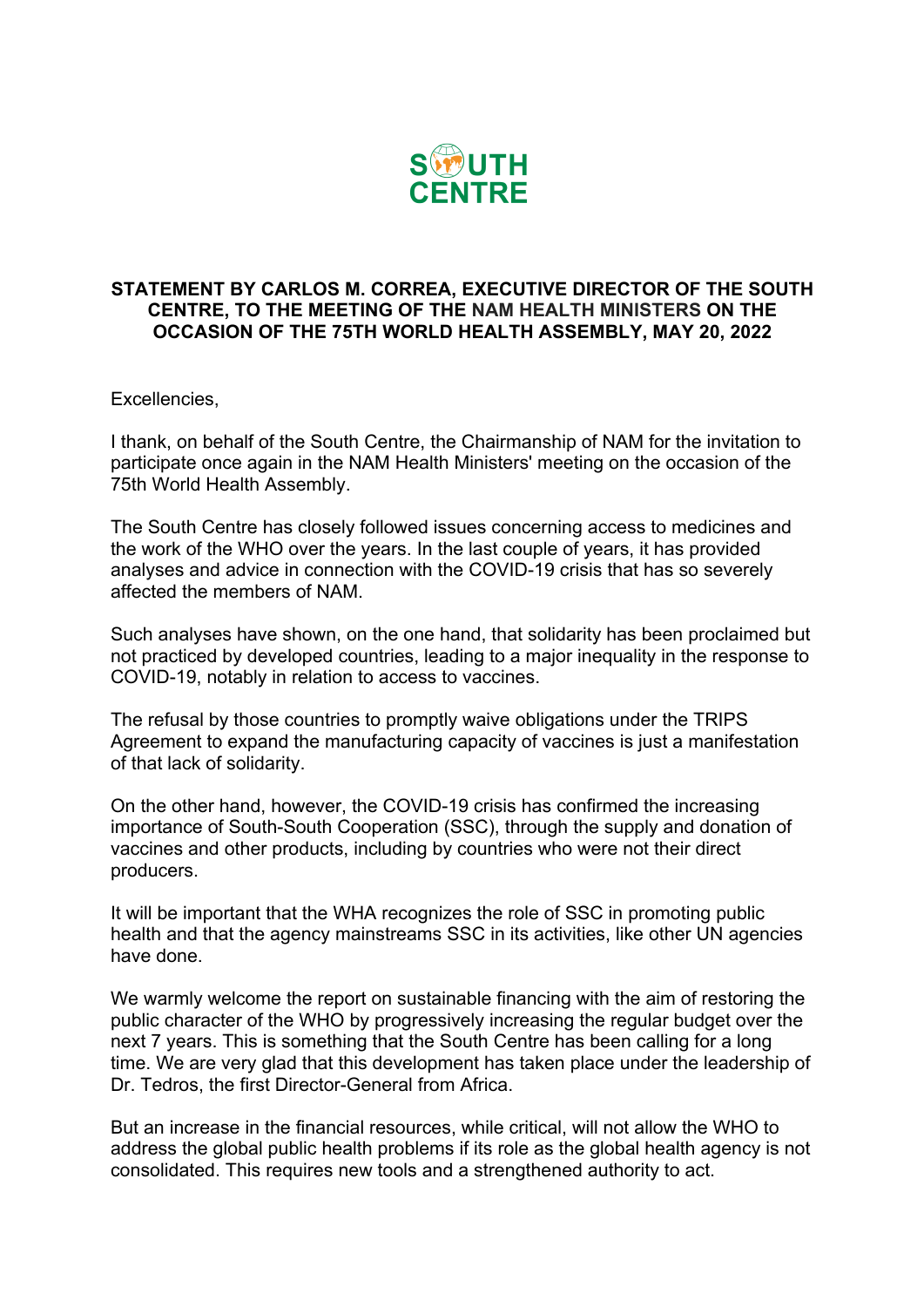**SOUTH CENTRE**

**STATEMENT BY CARLOS M. CORREA, EXECUTIVE DIRECTOR OF THE SOUTH CENTRE, TO THE MEETING OF THE NAM HEALTH MINISTERS ON THE OCCASION OF THE 75TH WORLD HEALTH ASSEMBLY, MAY 20, 2022**

Excellencies,

I thank, on behalf of the South Centre, the Chairmanship of NAM for the invitation to participate once again in the NAM Health Ministers' meeting on the occasion of the 75th World Health Assembly.

The South Centre has closely followed issues concerning access to medicines and the work of the WHO over the years. In the last couple of years, it has provided analyses and advice in connection with the COVID-19 crisis that has so severely affected the members of NAM.

Such analyses have shown, on the one hand, that solidarity has been proclaimed but not practiced by developed countries, leading to a major inequality in the response to COVID-19, notably in relation to access to vaccines.

The refusal by those countries to promptly waive obligations under the TRIPS Agreement to expand the manufacturing capacity of vaccines is just a manifestation of that lack of solidarity.

On the other hand, however, the COVID-19 crisis has confirmed the increasing importance of South-South Cooperation (SSC), through the supply and donation of vaccines and other products, including by countries who were not their direct producers.

It will be important that the WHA recognizes the role of SSC in promoting public health and that the agency mainstreams SSC in its activities, like other UN agencies have done.

We warmly welcome the report on sustainable financing with the aim of restoring the public character of the WHO by progressively increasing the regular budget over the next 7 years. This is something that the South Centre has been calling for a long time. We are very glad that this development has taken place under the leadership of Dr. Tedros, the first Director-General from Africa.

But an increase in the financial resources, while critical, will not allow the WHO to address the global public health problems if its role as the global health agency is not consolidated. This requires new tools and a strengthened authority to act.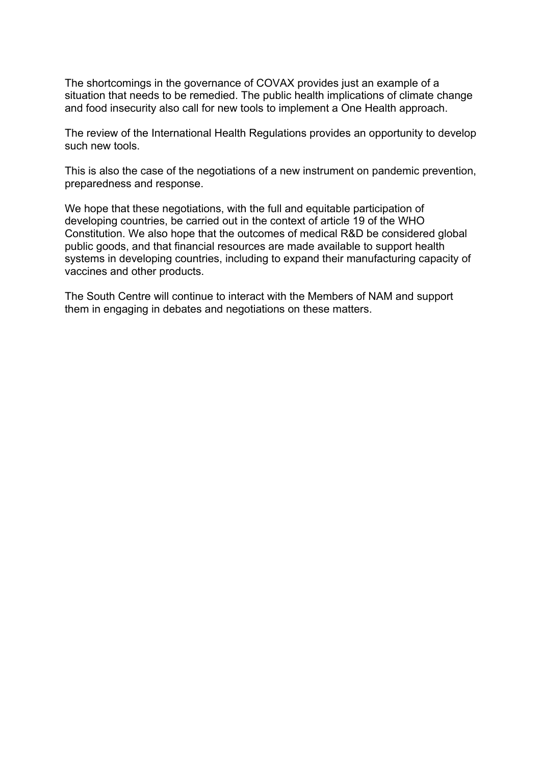The shortcomings in the governance of COVAX provides just an example of a situation that needs to be remedied. The public health implications of climate change and food insecurity also call for new tools to implement a One Health approach.

The review of the International Health Regulations provides an opportunity to develop such new tools.

This is also the case of the negotiations of a new instrument on pandemic prevention, preparedness and response.

We hope that these negotiations, with the full and equitable participation of developing countries, be carried out in the context of article 19 of the WHO Constitution. We also hope that the outcomes of medical R&D be considered global public goods, and that financial resources are made available to support health systems in developing countries, including to expand their manufacturing capacity of vaccines and other products.

The South Centre will continue to interact with the Members of NAM and support them in engaging in debates and negotiations on these matters.